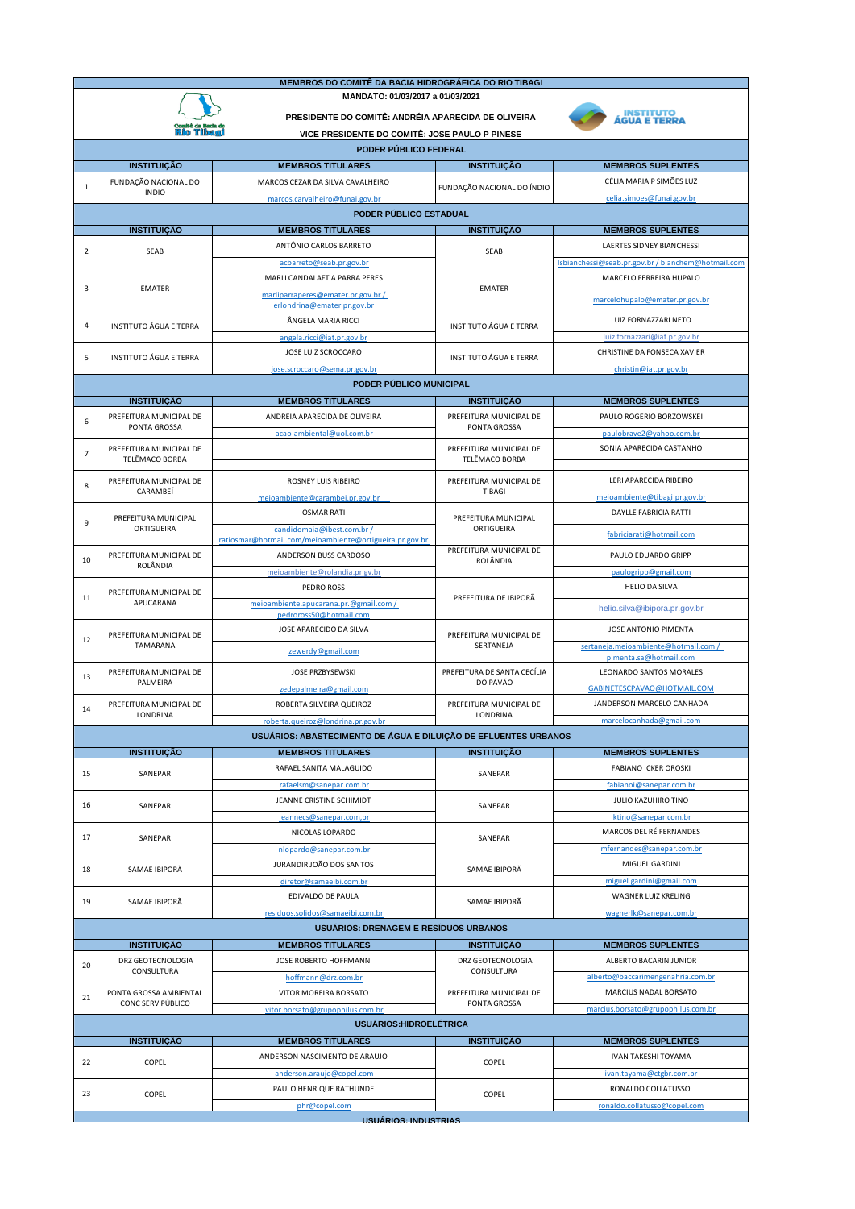# MEMBROS DO COMITÊ DA BACIA HIDROGRÁFICA DO RIO TIBAGI

**MANDATO: 01/03/2017 a 01/03/2021**

**PRESIDENTE DO COMITÊ: ANDRÉIA APARECIDA DE OLIVEIRA**

**VICE PRESIDENTE DO COMITÊ: JOSE PAULO P PINESE**

## PODER PÚBLICO FEDERAL

| | INSTITUIÇÃO | MEMBROS TITULARES | INSTITUIÇÃO | MEMBROS SUPLENTES |
|---|---|---|---|---|
| 1 | FUNDAÇÃO NACIONAL DO ÍNDIO | MARCOS CEZAR DA SILVA CAVALHEIRO<br>marcos.carvalheiro@funai.gov.br | FUNDAÇÃO NACIONAL DO ÍNDIO | CÉLIA MARIA P SIMÕES LUZ<br>celia.simoes@funai.gov.br |

## PODER PÚBLICO ESTADUAL

| | INSTITUIÇÃO | MEMBROS TITULARES | INSTITUIÇÃO | MEMBROS SUPLENTES |
|---|---|---|---|---|
| 2 | SEAB | ANTÔNIO CARLOS BARRETO<br>acbarreto@seab.pr.gov.br | SEAB | LAERTES SIDNEY BIANCHESSI<br>lsbianchessi@seab.pr.gov.br / bianchem@hotmail.com |
| 3 | EMATER | MARLI CANDALAFT A PARRA PERES<br>marliparraperes@emater.pr.gov.br / erlondrina@emater.pr.gov.br | EMATER | MARCELO FERREIRA HUPALO<br>marcelohupalo@emater.pr.gov.br |
| 4 | INSTITUTO ÁGUA E TERRA | ÂNGELA MARIA RICCI<br>angela.ricci@iat.pr.gov.br | INSTITUTO ÁGUA E TERRA | LUIZ FORNAZZARI NETO<br>luiz.fornazzari@iat.pr.gov.br |
| 5 | INSTITUTO ÁGUA E TERRA | JOSE LUIZ SCROCCARO<br>jose.scroccaro@sema.pr.gov.br | INSTITUTO ÁGUA E TERRA | CHRISTINE DA FONSECA XAVIER<br>christin@iat.pr.gov.br |

## PODER PÚBLICO MUNICIPAL

| | INSTITUIÇÃO | MEMBROS TITULARES | INSTITUIÇÃO | MEMBROS SUPLENTES |
|---|---|---|---|---|
| 6 | PREFEITURA MUNICIPAL DE PONTA GROSSA | ANDREIA APARECIDA DE OLIVEIRA<br>acao-ambiental@uol.com.br | PREFEITURA MUNICIPAL DE PONTA GROSSA | PAULO ROGERIO BORZOWSKEI<br>paulobrave2@yahoo.com.br |
| 7 | PREFEITURA MUNICIPAL DE TELÊMACO BORBA | | PREFEITURA MUNICIPAL DE TELÊMACO BORBA | SONIA APARECIDA CASTANHO |
| 8 | PREFEITURA MUNICIPAL DE CARAMBEÍ | ROSNEY LUIS RIBEIRO<br>meioambiente@carambei.pr.gov.br | PREFEITURA MUNICIPAL DE TIBAGI | LERI APARECIDA RIBEIRO<br>meioambiente@tibagi.pr.gov.br |
| 9 | PREFEITURA MUNICIPAL ORTIGUEIRA | OSMAR RATI<br>candidomaia@ibest.com.br / ratiosmar@hotmail.com/meioambiente@ortigueira.pr.gov.br | PREFEITURA MUNICIPAL ORTIGUEIRA | DAYLLE FABRICIA RATTI<br>fabriciarati@hotmail.com |
| 10 | PREFEITURA MUNICIPAL DE ROLÂNDIA | ANDERSON BUSS CARDOSO<br>meioambiente@rolandia.pr.gv.br | PREFEITURA MUNICIPAL DE ROLÂNDIA | PAULO EDUARDO GRIPP<br>paulogripp@gmail.com |
| 11 | PREFEITURA MUNICIPAL DE APUCARANA | PEDRO ROSS<br>meioambiente.apucarana.pr.@gmail.com / pedroross50@hotmail.com | PREFEITURA DE IBIPORÃ | HELIO DA SILVA<br>helio.silva@ibipora.pr.gov.br |
| 12 | PREFEITURA MUNICIPAL DE TAMARANA | JOSE APARECIDO DA SILVA<br>zewerdy@gmail.com | PREFEITURA MUNICIPAL DE SERTANEJA | JOSE ANTONIO PIMENTA<br>sertaneja.meioambiente@hotmail.com / pimenta.sa@hotmail.com |
| 13 | PREFEITURA MUNICIPAL DE PALMEIRA | JOSE PRZBYSEWSKI<br>zedepalmeira@gmail.com | PREFEITURA DE SANTA CECÍLIA DO PAVÃO | LEONARDO SANTOS MORALES<br>GABINETESCPAVAO@HOTMAIL.COM |
| 14 | PREFEITURA MUNICIPAL DE LONDRINA | ROBERTA SILVEIRA QUEIROZ<br>roberta.queiroz@londrina.pr.gov.br | PREFEITURA MUNICIPAL DE LONDRINA | JANDERSON MARCELO CANHADA<br>marcelocanhada@gmail.com |

## USUÁRIOS: ABASTECIMENTO DE ÁGUA E DILUIÇÃO DE EFLUENTES URBANOS

| | INSTITUIÇÃO | MEMBROS TITULARES | INSTITUIÇÃO | MEMBROS SUPLENTES |
|---|---|---|---|---|
| 15 | SANEPAR | RAFAEL SANITA MALAGUIDO<br>rafaelsm@sanepar.com.br | SANEPAR | FABIANO ICKER OROSKI<br>fabianoi@sanepar.com.br |
| 16 | SANEPAR | JEANNE CRISTINE SCHIMIDT<br>jeannecs@sanepar.com,br | SANEPAR | JULIO KAZUHIRO TINO<br>jktino@sanepar.com.br |
| 17 | SANEPAR | NICOLAS LOPARDO<br>nlopardo@sanepar.com.br | SANEPAR | MARCOS DEL RÉ FERNANDES<br>mfernandes@sanepar.com.br |
| 18 | SAMAE IBIPORÃ | JURANDIR JOÃO DOS SANTOS<br>diretor@samaeibi.com.br | SAMAE IBIPORÃ | MIGUEL GARDINI<br>miguel.gardini@gmail.com |
| 19 | SAMAE IBIPORÃ | EDIVALDO DE PAULA<br>residuos.solidos@samaeibi.com.br | SAMAE IBIPORÃ | WAGNER LUIZ KRELING<br>wagnerlk@sanepar.com.br |

## USUÁRIOS: DRENAGEM E RESÍDUOS URBANOS

| | INSTITUIÇÃO | MEMBROS TITULARES | INSTITUIÇÃO | MEMBROS SUPLENTES |
|---|---|---|---|---|
| 20 | DRZ GEOTECNOLOGIA CONSULTURA | JOSE ROBERTO HOFFMANN<br>hoffmann@drz.com.br | DRZ GEOTECNOLOGIA CONSULTURA | ALBERTO BACARIN JUNIOR<br>alberto@baccarimengenahria.com.br |
| 21 | PONTA GROSSA AMBIENTAL CONC SERV PÚBLICO | VITOR MOREIRA BORSATO<br>vitor.borsato@grupophilus.com.br | PREFEITURA MUNICIPAL DE PONTA GROSSA | MARCIUS NADAL BORSATO<br>marcius.borsato@grupophilus.com.br |

## USUÁRIOS:HIDROELÉTRICA

| | INSTITUIÇÃO | MEMBROS TITULARES | INSTITUIÇÃO | MEMBROS SUPLENTES |
|---|---|---|---|---|
| 22 | COPEL | ANDERSON NASCIMENTO DE ARAUJO<br>anderson.araujo@copel.com | COPEL | IVAN TAKESHI TOYAMA<br>ivan.tayama@ctgbr.com.br |
| 23 | COPEL | PAULO HENRIQUE RATHUNDE<br>phr@copel.com | COPEL | RONALDO COLLATUSSO<br>ronaldo.collatusso@copel.com |

## USUÁRIOS: INDUSTRIAS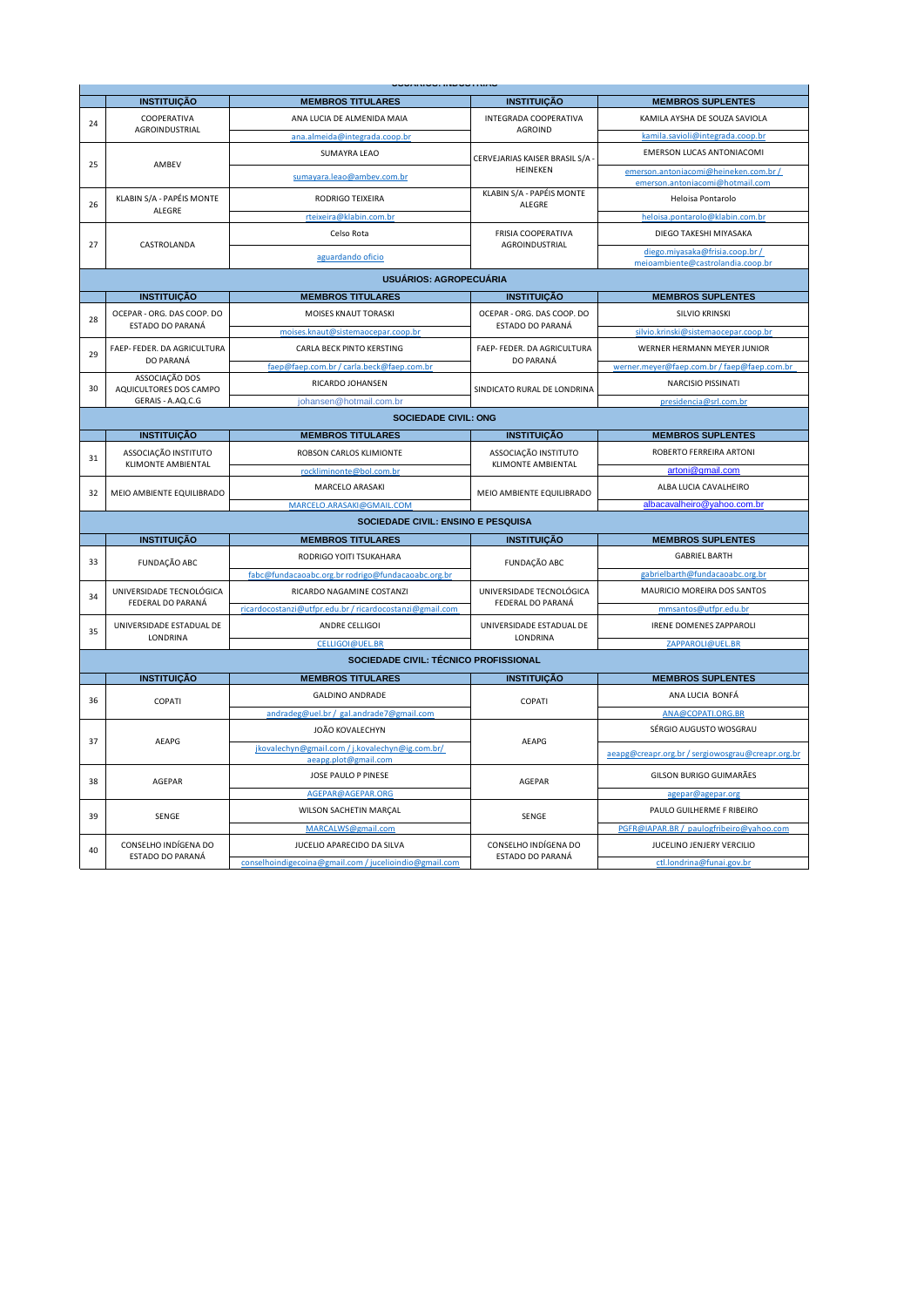## USUÁRIOS: INDUSTRIAIS

| | INSTITUIÇÃO | MEMBROS TITULARES | INSTITUIÇÃO | MEMBROS SUPLENTES |
|---|---|---|---|---|
| 24 | COOPERATIVA AGROINDUSTRIAL | ANA LUCIA DE ALMENIDA MAIA<br>ana.almeida@integrada.coop.br | INTEGRADA COOPERATIVA AGROIND | KAMILA AYSHA DE SOUZA SAVIOLA<br>kamila.savioli@integrada.coop.br |
| 25 | AMBEV | SUMAYRA LEAO<br>sumayara.leao@ambev.com.br | CERVEJARIAS KAISER BRASIL S/A - HEINEKEN | EMERSON LUCAS ANTONIACOMI<br>emerson.antoniacomi@heineken.com.br / emerson.antoniacomi@hotmail.com |
| 26 | KLABIN S/A - PAPÉIS MONTE ALEGRE | RODRIGO TEIXEIRA<br>rteixeira@klabin.com.br | KLABIN S/A - PAPÉIS MONTE ALEGRE | Heloisa Pontarolo<br>heloisa.pontarolo@klabin.com.br |
| 27 | CASTROLANDA | Celso Rota<br>aguardando oficio | FRISIA COOPERATIVA AGROINDUSTRIAL | DIEGO TAKESHI MIYASAKA<br>diego.miyasaka@frisia.coop.br / meioambiente@castrolandia.coop.br |

## USUÁRIOS: AGROPECUÁRIA

| | INSTITUIÇÃO | MEMBROS TITULARES | INSTITUIÇÃO | MEMBROS SUPLENTES |
|---|---|---|---|---|
| 28 | OCEPAR - ORG. DAS COOP. DO ESTADO DO PARANÁ | MOISES KNAUT TORASKI<br>moises.knaut@sistemaocepar.coop.br | OCEPAR - ORG. DAS COOP. DO ESTADO DO PARANÁ | SILVIO KRINSKI<br>silvio.krinski@sistemaocepar.coop.br |
| 29 | FAEP- FEDER. DA AGRICULTURA DO PARANÁ | CARLA BECK PINTO KERSTING<br>faep@faep.com.br / carla.beck@faep.com.br | FAEP- FEDER. DA AGRICULTURA DO PARANÁ | WERNER HERMANN MEYER JUNIOR<br>werner.meyer@faep.com.br / faep@faep.com.br |
| 30 | ASSOCIAÇÃO DOS AQUICULTORES DOS CAMPO GERAIS - A.AQ.C.G | RICARDO JOHANSEN<br>johansen@hotmail.com.br | SINDICATO RURAL DE LONDRINA | NARCISIO PISSINATI<br>presidencia@srl.com.br |

## SOCIEDADE CIVIL: ONG

| | INSTITUIÇÃO | MEMBROS TITULARES | INSTITUIÇÃO | MEMBROS SUPLENTES |
|---|---|---|---|---|
| 31 | ASSOCIAÇÃO INSTITUTO KLIMONTE AMBIENTAL | ROBSON CARLOS KLIMIONTE<br>rockliminonte@bol.com.br | ASSOCIAÇÃO INSTITUTO KLIMONTE AMBIENTAL | ROBERTO FERREIRA ARTONI<br>artoni@gmail.com |
| 32 | MEIO AMBIENTE EQUILIBRADO | MARCELO ARASAKI<br>MARCELO.ARASAKI@GMAIL.COM | MEIO AMBIENTE EQUILIBRADO | ALBA LUCIA CAVALHEIRO<br>albacavalheiro@yahoo.com.br |

## SOCIEDADE CIVIL: ENSINO E PESQUISA

| | INSTITUIÇÃO | MEMBROS TITULARES | INSTITUIÇÃO | MEMBROS SUPLENTES |
|---|---|---|---|---|
| 33 | FUNDAÇÃO ABC | RODRIGO YOITI TSUKAHARA<br>fabc@fundacaoabc.org.br rodrigo@fundacaoabc.org.br | FUNDAÇÃO ABC | GABRIEL BARTH<br>gabrielbarth@fundacaoabc.org.br |
| 34 | UNIVERSIDADE TECNOLÓGICA FEDERAL DO PARANÁ | RICARDO NAGAMINE COSTANZI<br>ricardocostanzi@utfpr.edu.br / ricardocostanzi@gmail.com | UNIVERSIDADE TECNOLÓGICA FEDERAL DO PARANÁ | MAURICIO MOREIRA DOS SANTOS<br>mmsantos@utfpr.edu.br |
| 35 | UNIVERSIDADE ESTADUAL DE LONDRINA | ANDRE CELLIGOI<br>CELLIGOI@UEL.BR | UNIVERSIDADE ESTADUAL DE LONDRINA | IRENE DOMENES ZAPPAROLI<br>ZAPPAROLI@UEL.BR |

## SOCIEDADE CIVIL: TÉCNICO PROFISSIONAL

| | INSTITUIÇÃO | MEMBROS TITULARES | INSTITUIÇÃO | MEMBROS SUPLENTES |
|---|---|---|---|---|
| 36 | COPATI | GALDINO ANDRADE<br>andradeg@uel.br / gal.andrade7@gmail.com | COPATI | ANA LUCIA BONFÁ<br>ANA@COPATI.ORG.BR |
| 37 | AEAPG | JOÃO KOVALECHYN<br>jkovalechyn@gmail.com / j.kovalechyn@ig.com.br/ aeapg.plot@gmail.com | AEAPG | SÉRGIO AUGUSTO WOSGRAU<br>aeapg@creapr.org.br / sergiowosgrau@creapr.org.br |
| 38 | AGEPAR | JOSE PAULO P PINESE<br>AGEPAR@AGEPAR.ORG | AGEPAR | GILSON BURIGO GUIMARÃES<br>agepar@agepar.org |
| 39 | SENGE | WILSON SACHETIN MARÇAL<br>MARCALWS@gmail.com | SENGE | PAULO GUILHERME F RIBEIRO<br>PGFR@IAPAR.BR / paulogfribeiro@yahoo.com |
| 40 | CONSELHO INDÍGENA DO ESTADO DO PARANÁ | JUCELIO APARECIDO DA SILVA<br>conselhoindigecoina@gmail.com / jucelioindio@gmail.com | CONSELHO INDÍGENA DO ESTADO DO PARANÁ | JUCELINO JENJERY VERCILIO<br>ctl.londrina@funai.gov.br |